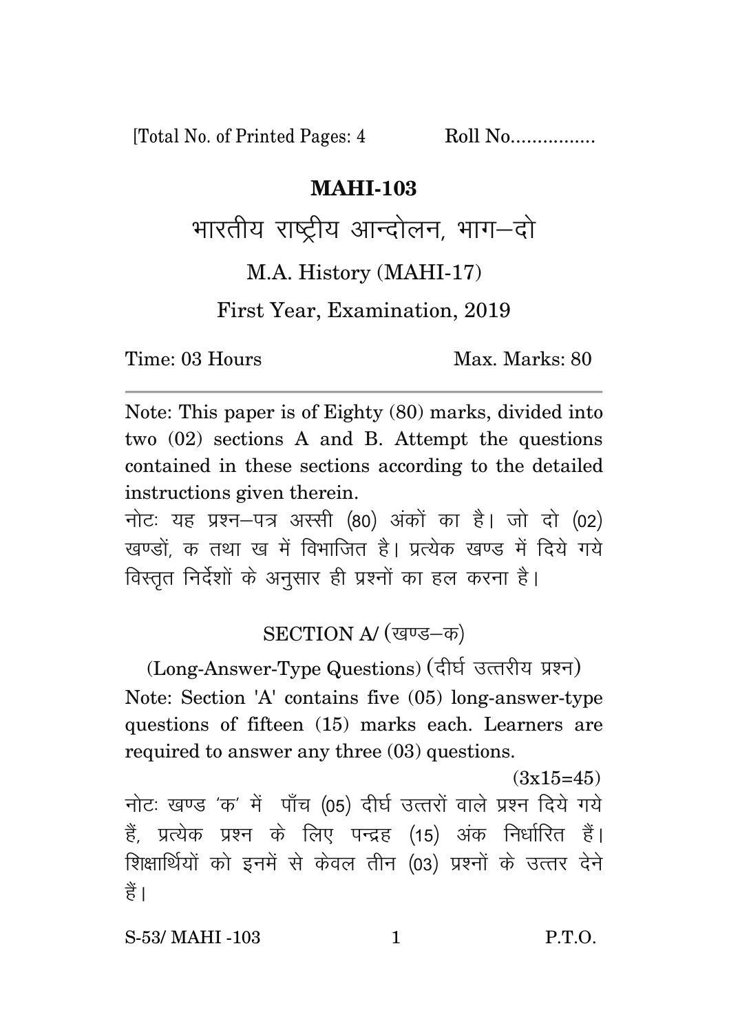[Total No. of Printed Pages: 4 Roll No................

# MAHI-103

## भारतीय राष्ट्रीय आन्दोलन, भाग–दो

M.A. History (MAHI-17)

First Year, Examination, 2019

Time: 03 Hours Max. Marks: 80

---

Note: This paper is of Eighty (80) marks, divided into two (02) sections A and B. Attempt the questions contained in these sections according to the detailed instructions given therein.

नोटः यह प्रश्न–पत्र अस्सी (80) अंकों का है। जो दो (02) खण्डों, क तथा ख में विभाजित है। प्रत्येक खण्ड में दिये गये विस्तृत निर्देशों के अनुसार ही प्रश्नों का हल करना है।

### SECTION A/ (खण्ड–क)

(Long-Answer-Type Questions) (दीर्घ उत्तरीय प्रश्न)

Note: Section 'A' contains five (05) long-answer-type questions of fifteen (15) marks each. Learners are required to answer any three (03) questions.

(3x15=45)

नोटः खण्ड 'क' में पाँच (05) दीर्घ उत्तरों वाले प्रश्न दिये गये हैं, प्रत्येक प्रश्न के लिए पन्द्रह (15) अंक निर्धारित हैं। शिक्षार्थियों को इनमें से केवल तीन (03) प्रश्नों के उत्तर देने हैं।

S-53/ MAHI -103 P.T.O.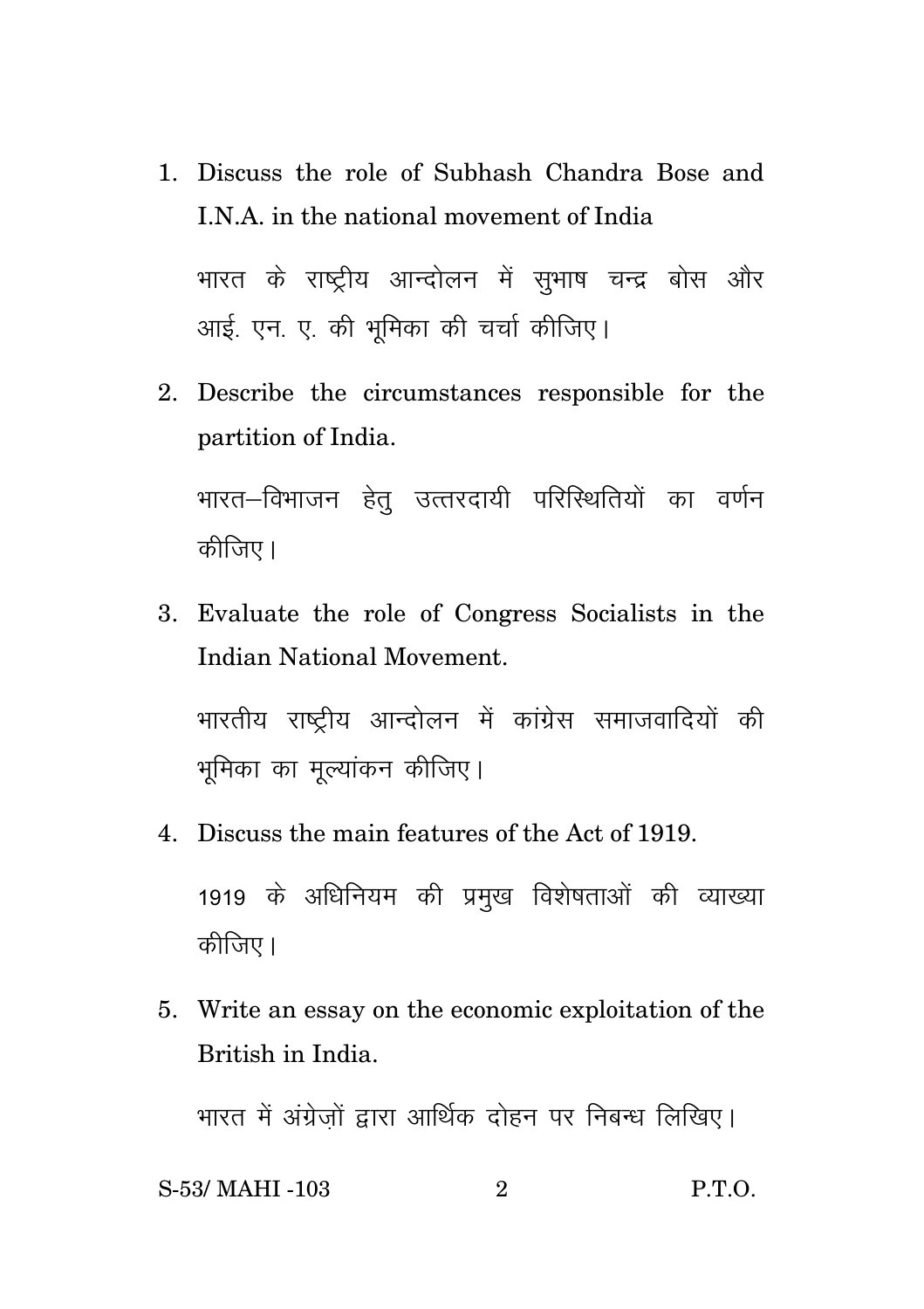1. Discuss the role of Subhash Chandra Bose and I.N.A. in the national movement of India

   भारत के राष्ट्रीय आन्दोलन में सुभाष चन्द्र बोस और आई. एन. ए. की भूमिका की चर्चा कीजिए।

2. Describe the circumstances responsible for the partition of India.

   भारत–विभाजन हेतु उत्तरदायी परिस्थितियों का वर्णन कीजिए।

3. Evaluate the role of Congress Socialists in the Indian National Movement.

   भारतीय राष्ट्रीय आन्दोलन में कांग्रेस समाजवादियों की भूमिका का मूल्यांकन कीजिए।

4. Discuss the main features of the Act of 1919.

   1919 के अधिनियम की प्रमुख विशेषताओं की व्याख्या कीजिए।

5. Write an essay on the economic exploitation of the British in India.

   भारत में अंग्रेज़ों द्वारा आर्थिक दोहन पर निबन्ध लिखिए।

S-53/ MAHI -103 P.T.O.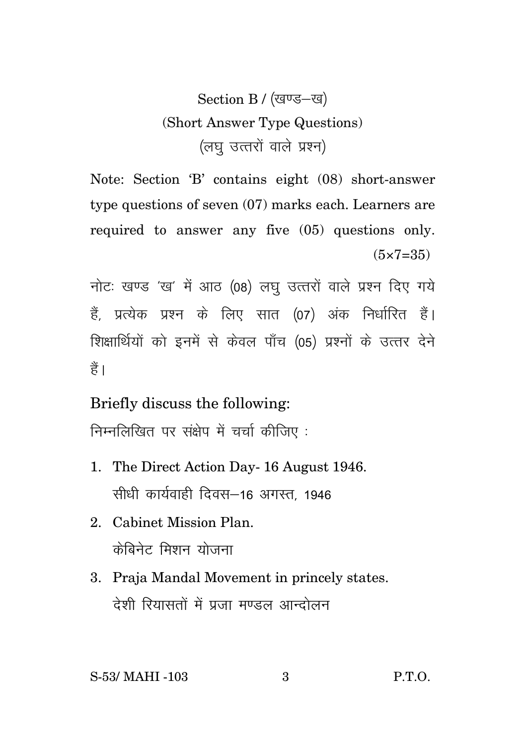## Section B / (खण्ड–ख)

### (Short Answer Type Questions)

### (लघु उत्तरों वाले प्रश्न)

Note: Section 'B' contains eight (08) short-answer type questions of seven (07) marks each. Learners are required to answer any five (05) questions only. (5×7=35)

नोटः खण्ड 'ख' में आठ (08) लघु उत्तरों वाले प्रश्न दिए गये हैं, प्रत्येक प्रश्न के लिए सात (07) अंक निर्धारित हैं। शिक्षार्थियों को इनमें से केवल पाँच (05) प्रश्नों के उत्तर देने हैं।

Briefly discuss the following:

निम्नलिखित पर संक्षेप में चर्चा कीजिए :

1. The Direct Action Day- 16 August 1946.
   सीधी कार्यवाही दिवस–16 अगस्त, 1946
2. Cabinet Mission Plan.
   केबिनेट मिशन योजना
3. Praja Mandal Movement in princely states.
   देशी रियासतों में प्रजा मण्डल आन्दोलन

S-53/ MAHI -103

P.T.O.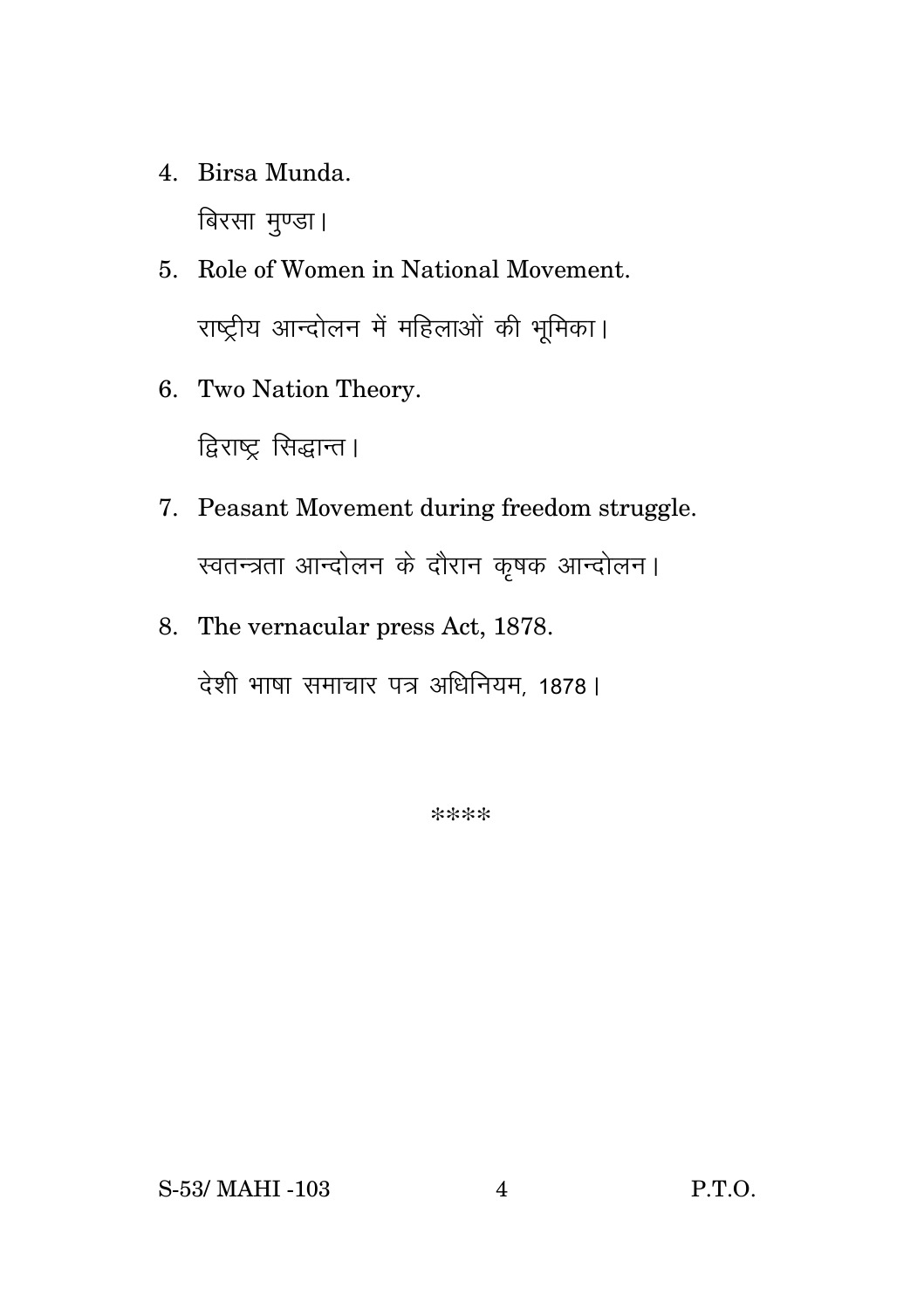4. Birsa Munda.

   बिरसा मुण्डा।

5. Role of Women in National Movement.

   राष्ट्रीय आन्दोलन में महिलाओं की भूमिका।

6. Two Nation Theory.

   द्विराष्ट्र सिद्धान्त।

7. Peasant Movement during freedom struggle.

   स्वतन्त्रता आन्दोलन के दौरान कृषक आन्दोलन।

8. The vernacular press Act, 1878.

   देशी भाषा समाचार पत्र अधिनियम, 1878।

****

S-53/ MAHI -103 P.T.O.